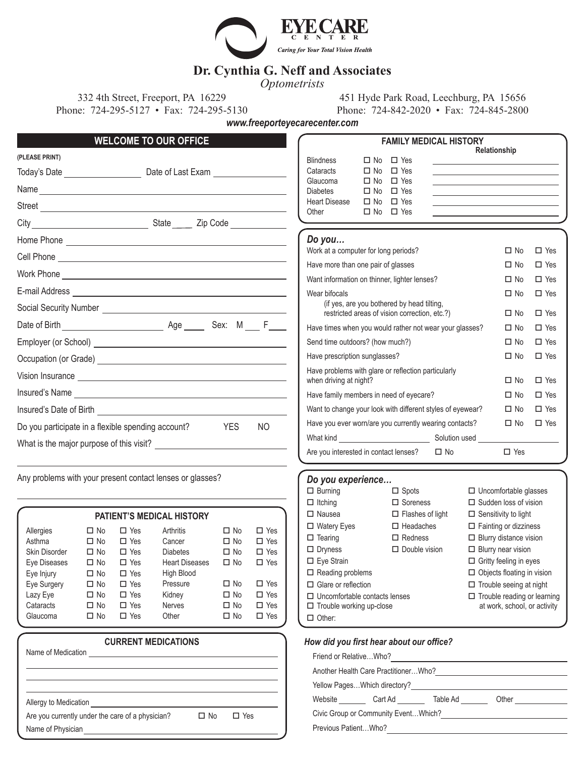# EYE CARE CENTER

*Caring for Your Total Vision Health*

## Dr. Cynthia G. Neff and Associates

*Optometrists*

332 4th Street, Freeport, PA 16229
Phone: 724-295-5127 • Fax: 724-295-5130

451 Hyde Park Road, Leechburg, PA 15656
Phone: 724-842-2020 • Fax: 724-845-2800

***www.freeporteyecarecenter.com***

## WELCOME TO OUR OFFICE

**(PLEASE PRINT)**

Today's Date ________________ Date of Last Exam ________________

Name ________________

Street ________________

City ________________ State ____ Zip Code ________

Home Phone ________________

Cell Phone ________________

Work Phone ________________

E-mail Address ________________

Social Security Number ________________

Date of Birth ________________ Age ____ Sex: M ___ F ___

Employer (or School) ________________

Occupation (or Grade) ________________

Vision Insurance ________________

Insured's Name ________________

Insured's Date of Birth ________________

Do you participate in a flexible spending account? YES NO

What is the major purpose of this visit? ________________

________________

Any problems with your present contact lenses or glasses?

________________

### PATIENT'S MEDICAL HISTORY

| Condition | No | Yes | Condition | No | Yes |
|---|---|---|---|---|---|
| Allergies | ☐ No | ☐ Yes | Arthritis | ☐ No | ☐ Yes |
| Asthma | ☐ No | ☐ Yes | Cancer | ☐ No | ☐ Yes |
| Skin Disorder | ☐ No | ☐ Yes | Diabetes | ☐ No | ☐ Yes |
| Eye Diseases | ☐ No | ☐ Yes | Heart Diseases | ☐ No | ☐ Yes |
| Eye Injury | ☐ No | ☐ Yes | High Blood | | |
| Eye Surgery | ☐ No | ☐ Yes | Pressure | ☐ No | ☐ Yes |
| Lazy Eye | ☐ No | ☐ Yes | Kidney | ☐ No | ☐ Yes |
| Cataracts | ☐ No | ☐ Yes | Nerves | ☐ No | ☐ Yes |
| Glaucoma | ☐ No | ☐ Yes | Other | ☐ No | ☐ Yes |

### CURRENT MEDICATIONS

Name of Medication ________________

________________

________________

________________

Allergy to Medication ________________

Are you currently under the care of a physician? ☐ No ☐ Yes

Name of Physician ________________

### FAMILY MEDICAL HISTORY

| Condition | No | Yes | Relationship |
|---|---|---|---|
| Blindness | ☐ No | ☐ Yes | ________ |
| Cataracts | ☐ No | ☐ Yes | ________ |
| Glaucoma | ☐ No | ☐ Yes | ________ |
| Diabetes | ☐ No | ☐ Yes | ________ |
| Heart Disease | ☐ No | ☐ Yes | ________ |
| Other | ☐ No | ☐ Yes | ________ |

### *Do you…*

| Question | No | Yes |
|---|---|---|
| Work at a computer for long periods? | ☐ No | ☐ Yes |
| Have more than one pair of glasses | ☐ No | ☐ Yes |
| Want information on thinner, lighter lenses? | ☐ No | ☐ Yes |
| Wear bifocals | ☐ No | ☐ Yes |
| (if yes, are you bothered by head tilting, restricted areas of vision correction, etc.?) | ☐ No | ☐ Yes |
| Have times when you would rather not wear your glasses? | ☐ No | ☐ Yes |
| Send time outdoors? (how much?) | ☐ No | ☐ Yes |
| Have prescription sunglasses? | ☐ No | ☐ Yes |
| Have problems with glare or reflection particularly when driving at night? | ☐ No | ☐ Yes |
| Have family members in need of eyecare? | ☐ No | ☐ Yes |
| Want to change your look with different styles of eyewear? | ☐ No | ☐ Yes |
| Have you ever worn/are you currently wearing contacts? | ☐ No | ☐ Yes |

What kind ________________ Solution used ________________

Are you interested in contact lenses? ☐ No ☐ Yes

### *Do you experience…*

- ☐ Burning
- ☐ Itching
- ☐ Nausea
- ☐ Watery Eyes
- ☐ Tearing
- ☐ Dryness
- ☐ Eye Strain
- ☐ Reading problems
- ☐ Glare or reflection
- ☐ Uncomfortable contacts lenses
- ☐ Trouble working up-close
- ☐ Other:
- ☐ Spots
- ☐ Soreness
- ☐ Flashes of light
- ☐ Headaches
- ☐ Redness
- ☐ Double vision
- ☐ Uncomfortable glasses
- ☐ Sudden loss of vision
- ☐ Sensitivity to light
- ☐ Fainting or dizziness
- ☐ Blurry distance vision
- ☐ Blurry near vision
- ☐ Gritty feeling in eyes
- ☐ Objects floating in vision
- ☐ Trouble seeing at night
- ☐ Trouble reading or learning at work, school, or activity

### *How did you first hear about our office?*

Friend or Relative…Who? ________________

Another Health Care Practitioner…Who? ________________

Yellow Pages…Which directory? ________________

Website ________ Cart Ad ________ Table Ad ________ Other ________

Civic Group or Community Event…Which? ________________

Previous Patient…Who? ________________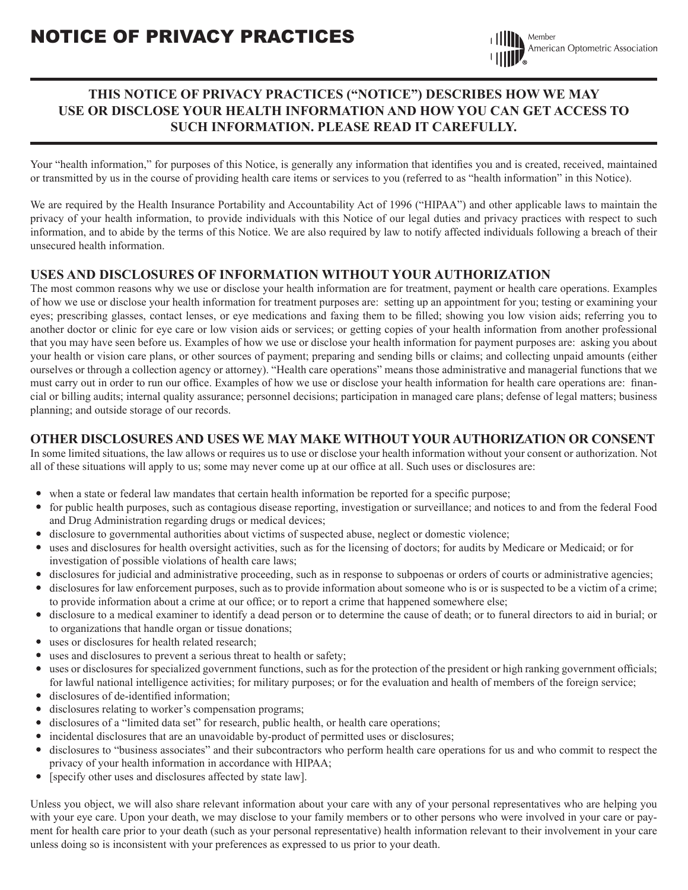# NOTICE OF PRIVACY PRACTICES

Member American Optometric Association

**THIS NOTICE OF PRIVACY PRACTICES ("NOTICE") DESCRIBES HOW WE MAY USE OR DISCLOSE YOUR HEALTH INFORMATION AND HOW YOU CAN GET ACCESS TO SUCH INFORMATION. PLEASE READ IT CAREFULLY.**

Your "health information," for purposes of this Notice, is generally any information that identifies you and is created, received, maintained or transmitted by us in the course of providing health care items or services to you (referred to as "health information" in this Notice).

We are required by the Health Insurance Portability and Accountability Act of 1996 ("HIPAA") and other applicable laws to maintain the privacy of your health information, to provide individuals with this Notice of our legal duties and privacy practices with respect to such information, and to abide by the terms of this Notice. We are also required by law to notify affected individuals following a breach of their unsecured health information.

## USES AND DISCLOSURES OF INFORMATION WITHOUT YOUR AUTHORIZATION

The most common reasons why we use or disclose your health information are for treatment, payment or health care operations. Examples of how we use or disclose your health information for treatment purposes are: setting up an appointment for you; testing or examining your eyes; prescribing glasses, contact lenses, or eye medications and faxing them to be filled; showing you low vision aids; referring you to another doctor or clinic for eye care or low vision aids or services; or getting copies of your health information from another professional that you may have seen before us. Examples of how we use or disclose your health information for payment purposes are: asking you about your health or vision care plans, or other sources of payment; preparing and sending bills or claims; and collecting unpaid amounts (either ourselves or through a collection agency or attorney). "Health care operations" means those administrative and managerial functions that we must carry out in order to run our office. Examples of how we use or disclose your health information for health care operations are: financial or billing audits; internal quality assurance; personnel decisions; participation in managed care plans; defense of legal matters; business planning; and outside storage of our records.

## OTHER DISCLOSURES AND USES WE MAY MAKE WITHOUT YOUR AUTHORIZATION OR CONSENT

In some limited situations, the law allows or requires us to use or disclose your health information without your consent or authorization. Not all of these situations will apply to us; some may never come up at our office at all. Such uses or disclosures are:

- when a state or federal law mandates that certain health information be reported for a specific purpose;
- for public health purposes, such as contagious disease reporting, investigation or surveillance; and notices to and from the federal Food and Drug Administration regarding drugs or medical devices;
- disclosure to governmental authorities about victims of suspected abuse, neglect or domestic violence;
- uses and disclosures for health oversight activities, such as for the licensing of doctors; for audits by Medicare or Medicaid; or for investigation of possible violations of health care laws;
- disclosures for judicial and administrative proceeding, such as in response to subpoenas or orders of courts or administrative agencies;
- disclosures for law enforcement purposes, such as to provide information about someone who is or is suspected to be a victim of a crime; to provide information about a crime at our office; or to report a crime that happened somewhere else;
- disclosure to a medical examiner to identify a dead person or to determine the cause of death; or to funeral directors to aid in burial; or to organizations that handle organ or tissue donations;
- uses or disclosures for health related research;
- uses and disclosures to prevent a serious threat to health or safety;
- uses or disclosures for specialized government functions, such as for the protection of the president or high ranking government officials; for lawful national intelligence activities; for military purposes; or for the evaluation and health of members of the foreign service;
- disclosures of de-identified information;
- disclosures relating to worker's compensation programs;
- disclosures of a "limited data set" for research, public health, or health care operations;
- incidental disclosures that are an unavoidable by-product of permitted uses or disclosures;
- disclosures to "business associates" and their subcontractors who perform health care operations for us and who commit to respect the privacy of your health information in accordance with HIPAA;
- [specify other uses and disclosures affected by state law].

Unless you object, we will also share relevant information about your care with any of your personal representatives who are helping you with your eye care. Upon your death, we may disclose to your family members or to other persons who were involved in your care or payment for health care prior to your death (such as your personal representative) health information relevant to their involvement in your care unless doing so is inconsistent with your preferences as expressed to us prior to your death.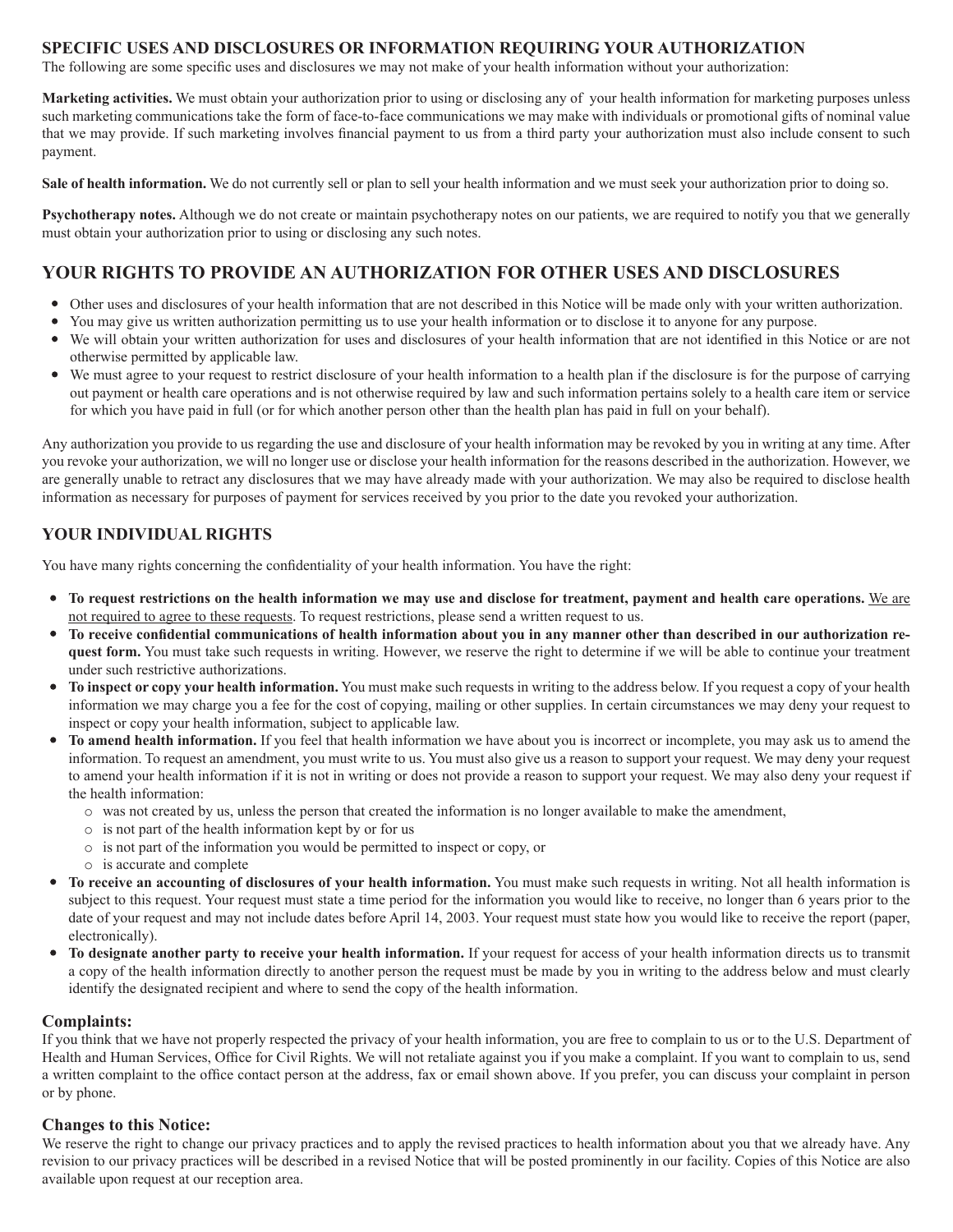## SPECIFIC USES AND DISCLOSURES OR INFORMATION REQUIRING YOUR AUTHORIZATION

The following are some specific uses and disclosures we may not make of your health information without your authorization:

**Marketing activities.** We must obtain your authorization prior to using or disclosing any of your health information for marketing purposes unless such marketing communications take the form of face-to-face communications we may make with individuals or promotional gifts of nominal value that we may provide. If such marketing involves financial payment to us from a third party your authorization must also include consent to such payment.

**Sale of health information.** We do not currently sell or plan to sell your health information and we must seek your authorization prior to doing so.

**Psychotherapy notes.** Although we do not create or maintain psychotherapy notes on our patients, we are required to notify you that we generally must obtain your authorization prior to using or disclosing any such notes.

## YOUR RIGHTS TO PROVIDE AN AUTHORIZATION FOR OTHER USES AND DISCLOSURES

- Other uses and disclosures of your health information that are not described in this Notice will be made only with your written authorization.
- You may give us written authorization permitting us to use your health information or to disclose it to anyone for any purpose.
- We will obtain your written authorization for uses and disclosures of your health information that are not identified in this Notice or are not otherwise permitted by applicable law.
- We must agree to your request to restrict disclosure of your health information to a health plan if the disclosure is for the purpose of carrying out payment or health care operations and is not otherwise required by law and such information pertains solely to a health care item or service for which you have paid in full (or for which another person other than the health plan has paid in full on your behalf).

Any authorization you provide to us regarding the use and disclosure of your health information may be revoked by you in writing at any time. After you revoke your authorization, we will no longer use or disclose your health information for the reasons described in the authorization. However, we are generally unable to retract any disclosures that we may have already made with your authorization. We may also be required to disclose health information as necessary for purposes of payment for services received by you prior to the date you revoked your authorization.

### YOUR INDIVIDUAL RIGHTS

You have many rights concerning the confidentiality of your health information. You have the right:

- **To request restrictions on the health information we may use and disclose for treatment, payment and health care operations.** <u>We are not required to agree to these requests</u>. To request restrictions, please send a written request to us.
- **To receive confidential communications of health information about you in any manner other than described in our authorization request form.** You must take such requests in writing. However, we reserve the right to determine if we will be able to continue your treatment under such restrictive authorizations.
- **To inspect or copy your health information.** You must make such requests in writing to the address below. If you request a copy of your health information we may charge you a fee for the cost of copying, mailing or other supplies. In certain circumstances we may deny your request to inspect or copy your health information, subject to applicable law.
- **To amend health information.** If you feel that health information we have about you is incorrect or incomplete, you may ask us to amend the information. To request an amendment, you must write to us. You must also give us a reason to support your request. We may deny your request to amend your health information if it is not in writing or does not provide a reason to support your request. We may also deny your request if the health information:
  - was not created by us, unless the person that created the information is no longer available to make the amendment,
  - is not part of the health information kept by or for us
  - is not part of the information you would be permitted to inspect or copy, or
  - is accurate and complete
- **To receive an accounting of disclosures of your health information.** You must make such requests in writing. Not all health information is subject to this request. Your request must state a time period for the information you would like to receive, no longer than 6 years prior to the date of your request and may not include dates before April 14, 2003. Your request must state how you would like to receive the report (paper, electronically).
- **To designate another party to receive your health information.** If your request for access of your health information directs us to transmit a copy of the health information directly to another person the request must be made by you in writing to the address below and must clearly identify the designated recipient and where to send the copy of the health information.

### Complaints:

If you think that we have not properly respected the privacy of your health information, you are free to complain to us or to the U.S. Department of Health and Human Services, Office for Civil Rights. We will not retaliate against you if you make a complaint. If you want to complain to us, send a written complaint to the office contact person at the address, fax or email shown above. If you prefer, you can discuss your complaint in person or by phone.

### Changes to this Notice:

We reserve the right to change our privacy practices and to apply the revised practices to health information about you that we already have. Any revision to our privacy practices will be described in a revised Notice that will be posted prominently in our facility. Copies of this Notice are also available upon request at our reception area.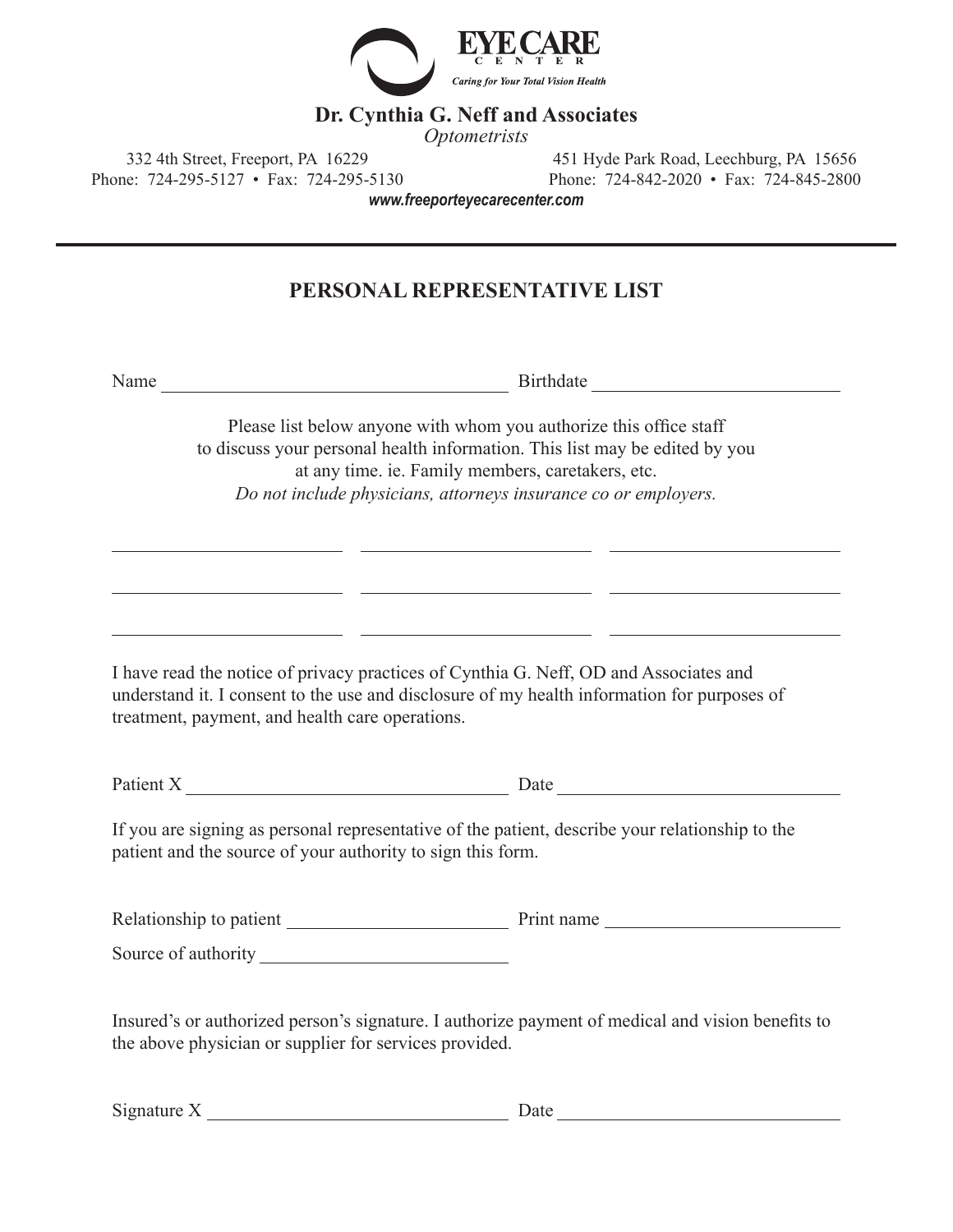**EYE CARE CENTER**

*Caring for Your Total Vision Health*

**Dr. Cynthia G. Neff and Associates**

*Optometrists*

332 4th Street, Freeport, PA 16229
Phone: 724-295-5127 • Fax: 724-295-5130

451 Hyde Park Road, Leechburg, PA 15656
Phone: 724-842-2020 • Fax: 724-845-2800

***www.freeporteyecarecenter.com***

---

## PERSONAL REPRESENTATIVE LIST

Name ______________________________ Birthdate ____________________

Please list below anyone with whom you authorize this office staff to discuss your personal health information. This list may be edited by you at any time. ie. Family members, caretakers, etc.
*Do not include physicians, attorneys insurance co or employers.*

____________________ ____________________ ____________________

____________________ ____________________ ____________________

____________________ ____________________ ____________________

I have read the notice of privacy practices of Cynthia G. Neff, OD and Associates and understand it. I consent to the use and disclosure of my health information for purposes of treatment, payment, and health care operations.

Patient X ____________________________ Date ________________________

If you are signing as personal representative of the patient, describe your relationship to the patient and the source of your authority to sign this form.

Relationship to patient ____________________ Print name ____________________

Source of authority ______________________

Insured's or authorized person's signature. I authorize payment of medical and vision benefits to the above physician or supplier for services provided.

Signature X ____________________________ Date ________________________